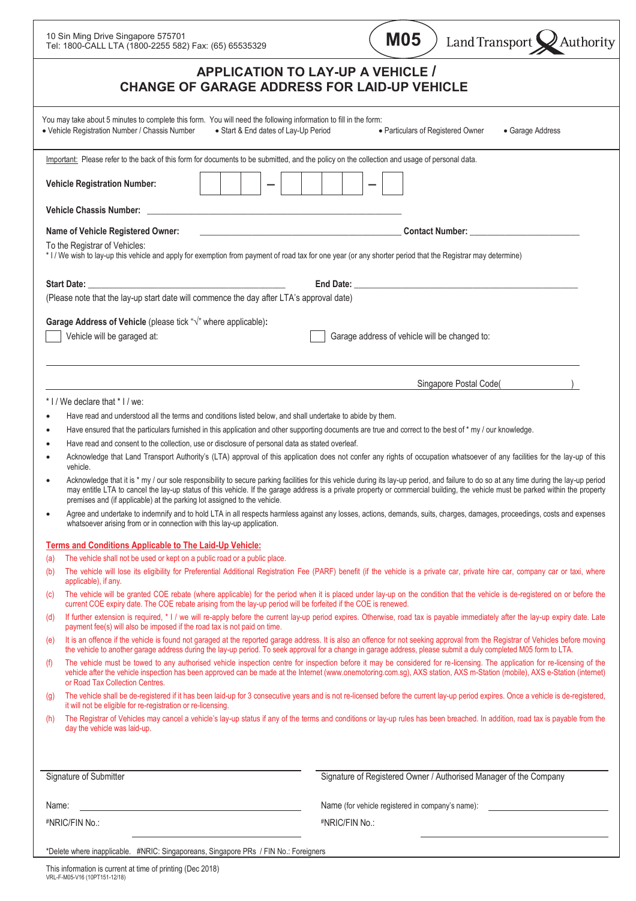10 Sin Ming Drive Singapore 575701
Tel: 1800-CALL LTA (1800-2255 582) Fax: (65) 65535329

**M05** Land Transport Authority

# APPLICATION TO LAY-UP A VEHICLE / CHANGE OF GARAGE ADDRESS FOR LAID-UP VEHICLE

You may take about 5 minutes to complete this form. You will need the following information to fill in the form:

- Vehicle Registration Number / Chassis Number
- Start & End dates of Lay-Up Period
- Particulars of Registered Owner
- Garage Address

Important: Please refer to the back of this form for documents to be submitted, and the policy on the collection and usage of personal data.

**Vehicle Registration Number:** ☐☐☐ – ☐☐☐☐ – ☐

**Vehicle Chassis Number:** ____________________

**Name of Vehicle Registered Owner:** ____________________ **Contact Number:** ____________________

To the Registrar of Vehicles:
\* I / We wish to lay-up this vehicle and apply for exemption from payment of road tax for one year (or any shorter period that the Registrar may determine)

**Start Date:** ____________________ **End Date:** ____________________

(Please note that the lay-up start date will commence the day after LTA's approval date)

**Garage Address of Vehicle** (please tick "√" where applicable)**:**

☐ Vehicle will be garaged at: ☐ Garage address of vehicle will be changed to:

____________________

____________________ Singapore Postal Code( )

\* I / We declare that \* I / we:

- Have read and understood all the terms and conditions listed below, and shall undertake to abide by them.
- Have ensured that the particulars furnished in this application and other supporting documents are true and correct to the best of \* my / our knowledge.
- Have read and consent to the collection, use or disclosure of personal data as stated overleaf.
- Acknowledge that Land Transport Authority's (LTA) approval of this application does not confer any rights of occupation whatsoever of any facilities for the lay-up of this vehicle.
- Acknowledge that it is \* my / our sole responsibility to secure parking facilities for this vehicle during its lay-up period, and failure to do so at any time during the lay-up period may entitle LTA to cancel the lay-up status of this vehicle. If the garage address is a private property or commercial building, the vehicle must be parked within the property premises and (if applicable) at the parking lot assigned to the vehicle.
- Agree and undertake to indemnify and to hold LTA in all respects harmless against any losses, actions, demands, suits, charges, damages, proceedings, costs and expenses whatsoever arising from or in connection with this lay-up application.

**Terms and Conditions Applicable to The Laid-Up Vehicle:**

(a) The vehicle shall not be used or kept on a public road or a public place.

(b) The vehicle will lose its eligibility for Preferential Additional Registration Fee (PARF) benefit (if the vehicle is a private car, private hire car, company car or taxi, where applicable), if any.

(c) The vehicle will be granted COE rebate (where applicable) for the period when it is placed under lay-up on the condition that the vehicle is de-registered on or before the current COE expiry date. The COE rebate arising from the lay-up period will be forfeited if the COE is renewed.

(d) If further extension is required, \* I / we will re-apply before the current lay-up period expires. Otherwise, road tax is payable immediately after the lay-up expiry date. Late payment fee(s) will also be imposed if the road tax is not paid on time.

(e) It is an offence if the vehicle is found not garaged at the reported garage address. It is also an offence for not seeking approval from the Registrar of Vehicles before moving the vehicle to another garage address during the lay-up period. To seek approval for a change in garage address, please submit a duly completed M05 form to LTA.

(f) The vehicle must be towed to any authorised vehicle inspection centre for inspection before it may be considered for re-licensing. The application for re-licensing of the vehicle after the vehicle inspection has been approved can be made at the Internet (www.onemotoring.com.sg), AXS station, AXS m-Station (mobile), AXS e-Station (internet) or Road Tax Collection Centres.

(g) The vehicle shall be de-registered if it has been laid-up for 3 consecutive years and is not re-licensed before the current lay-up period expires. Once a vehicle is de-registered, it will not be eligible for re-registration or re-licensing.

(h) The Registrar of Vehicles may cancel a vehicle's lay-up status if any of the terms and conditions or lay-up rules has been breached. In addition, road tax is payable from the day the vehicle was laid-up.

| Signature of Submitter | Signature of Registered Owner / Authorised Manager of the Company |
|---|---|
| Name: ____________________ | Name (for vehicle registered in company's name): ____________________ |
| #NRIC/FIN No.: ____________________ | #NRIC/FIN No.: ____________________ |

\*Delete where inapplicable. #NRIC: Singaporeans, Singapore PRs / FIN No.: Foreigners

This information is current at time of printing (Dec 2018)
VRL-F-M05-V16 (10PT151-12/18)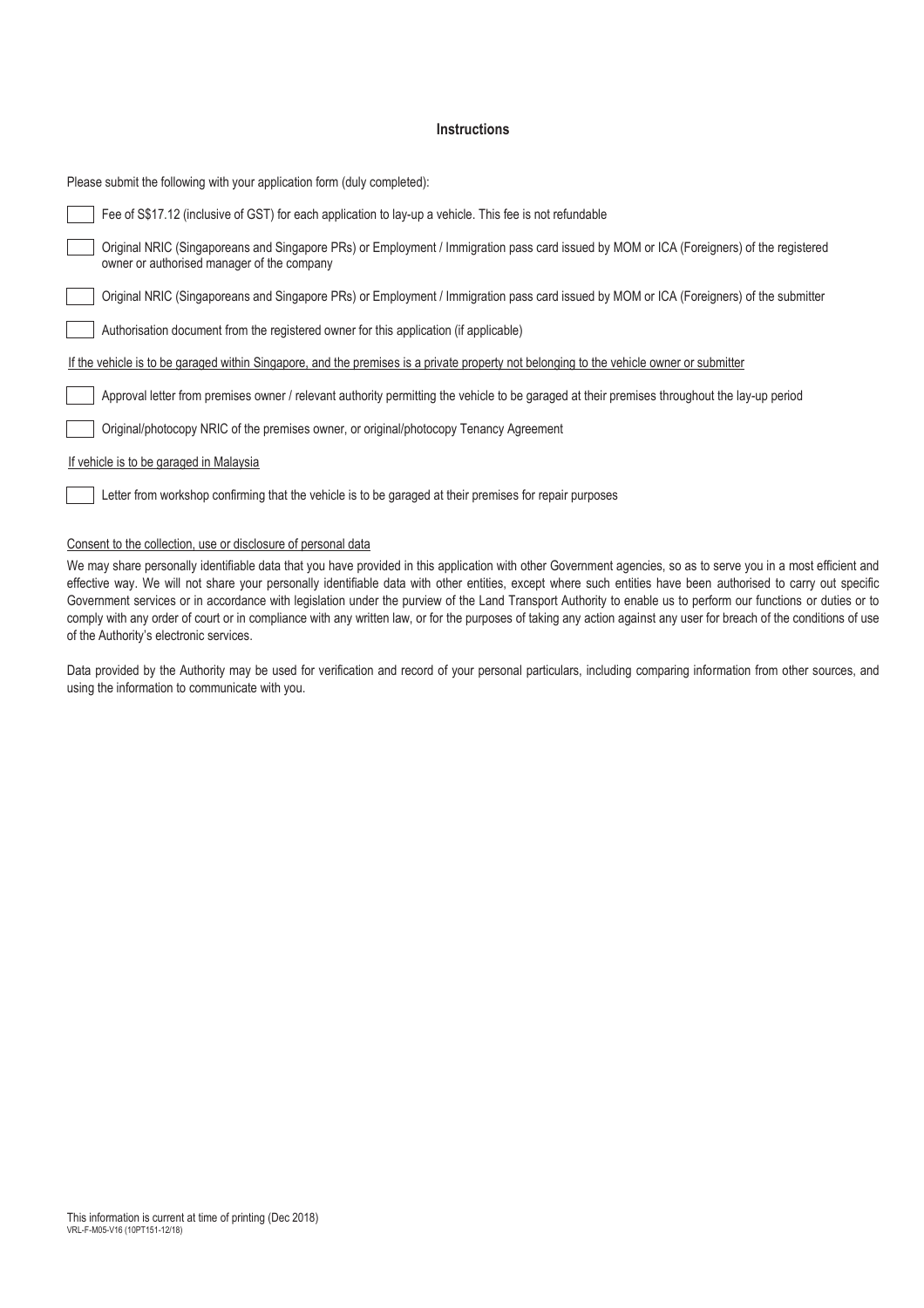## Instructions

Please submit the following with your application form (duly completed):

- [ ] Fee of S$17.12 (inclusive of GST) for each application to lay-up a vehicle. This fee is not refundable
- [ ] Original NRIC (Singaporeans and Singapore PRs) or Employment / Immigration pass card issued by MOM or ICA (Foreigners) of the registered owner or authorised manager of the company
- [ ] Original NRIC (Singaporeans and Singapore PRs) or Employment / Immigration pass card issued by MOM or ICA (Foreigners) of the submitter
- [ ] Authorisation document from the registered owner for this application (if applicable)

<u>If the vehicle is to be garaged within Singapore, and the premises is a private property not belonging to the vehicle owner or submitter</u>

- [ ] Approval letter from premises owner / relevant authority permitting the vehicle to be garaged at their premises throughout the lay-up period
- [ ] Original/photocopy NRIC of the premises owner, or original/photocopy Tenancy Agreement

<u>If vehicle is to be garaged in Malaysia</u>

- [ ] Letter from workshop confirming that the vehicle is to be garaged at their premises for repair purposes

<u>Consent to the collection, use or disclosure of personal data</u>

We may share personally identifiable data that you have provided in this application with other Government agencies, so as to serve you in a most efficient and effective way. We will not share your personally identifiable data with other entities, except where such entities have been authorised to carry out specific Government services or in accordance with legislation under the purview of the Land Transport Authority to enable us to perform our functions or duties or to comply with any order of court or in compliance with any written law, or for the purposes of taking any action against any user for breach of the conditions of use of the Authority's electronic services.

Data provided by the Authority may be used for verification and record of your personal particulars, including comparing information from other sources, and using the information to communicate with you.

This information is current at time of printing (Dec 2018)
VRL-F-M05-V16 (10PT151-12/18)